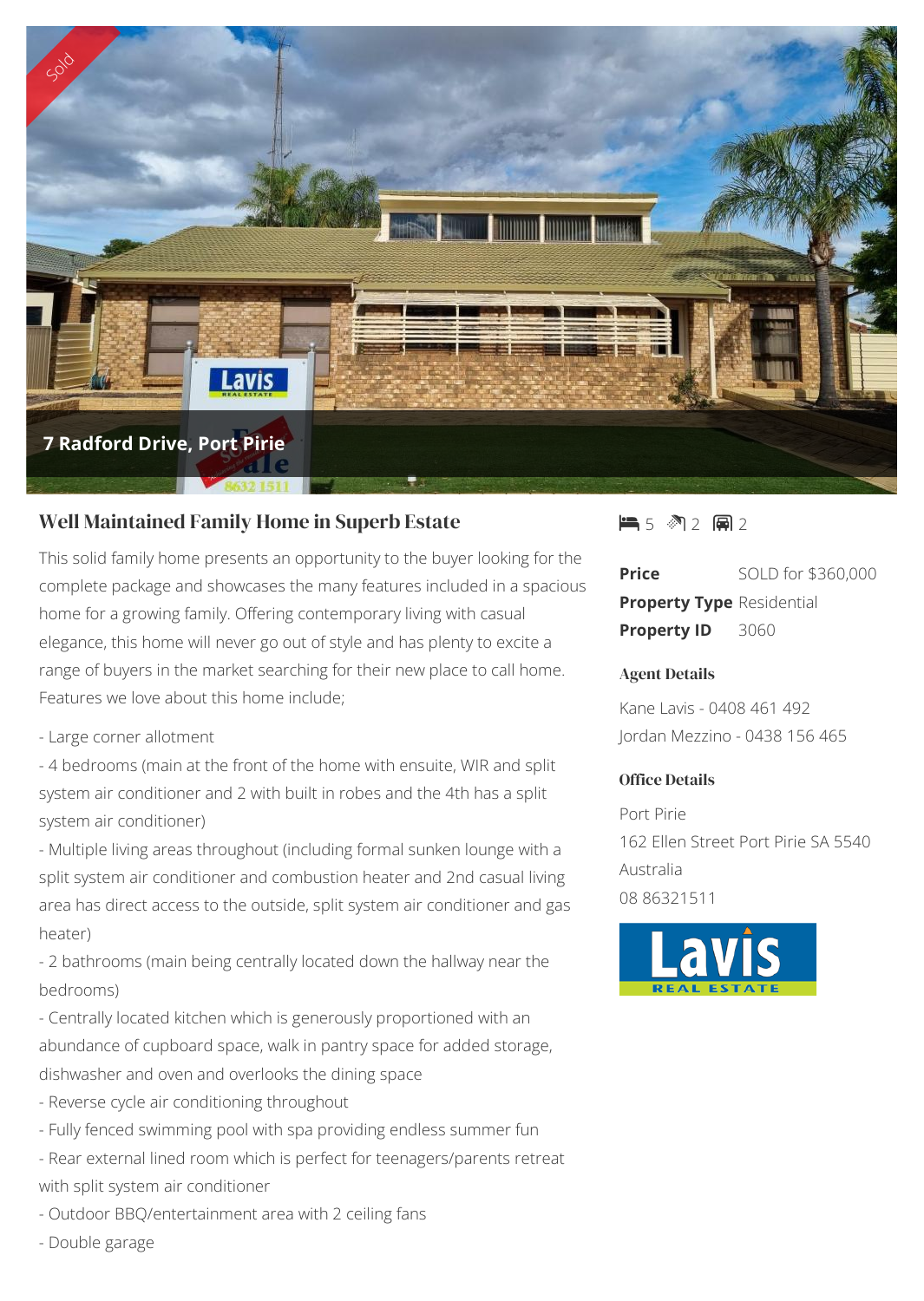Sold

**7 Radford Drive, Port Pirie**

## Well Maintained Family Home in Superb Estate

This solid family home presents an opportunity to the buyer looking for the complete package and showcases the many features included in a spacious home for a growing family. Offering contemporary living with casual elegance, this home will never go out of style and has plenty to excite a range of buyers in the market searching for their new place to call home. Features we love about this home include;

- Large corner allotment
- 4 bedrooms (main at the front of the home with ensuite, WIR and split system air conditioner and 2 with built in robes and the 4th has a split system air conditioner)
- Multiple living areas throughout (including formal sunken lounge with a split system air conditioner and combustion heater and 2nd casual living area has direct access to the outside, split system air conditioner and gas heater)
- 2 bathrooms (main being centrally located down the hallway near the bedrooms)
- Centrally located kitchen which is generously proportioned with an abundance of cupboard space, walk in pantry space for added storage, dishwasher and oven and overlooks the dining space
- Reverse cycle air conditioning throughout
- Fully fenced swimming pool with spa providing endless summer fun
- Rear external lined room which is perfect for teenagers/parents retreat with split system air conditioner
- Outdoor BBQ/entertainment area with 2 ceiling fans
- Double garage

5 2 2

**Price** SOLD for $360,000
**Property Type** Residential
**Property ID** 3060

### Agent Details

Kane Lavis - 0408 461 492
Jordan Mezzino - 0438 156 465

### Office Details

Port Pirie
162 Ellen Street Port Pirie SA 5540
Australia
08 86321511

Lavis REAL ESTATE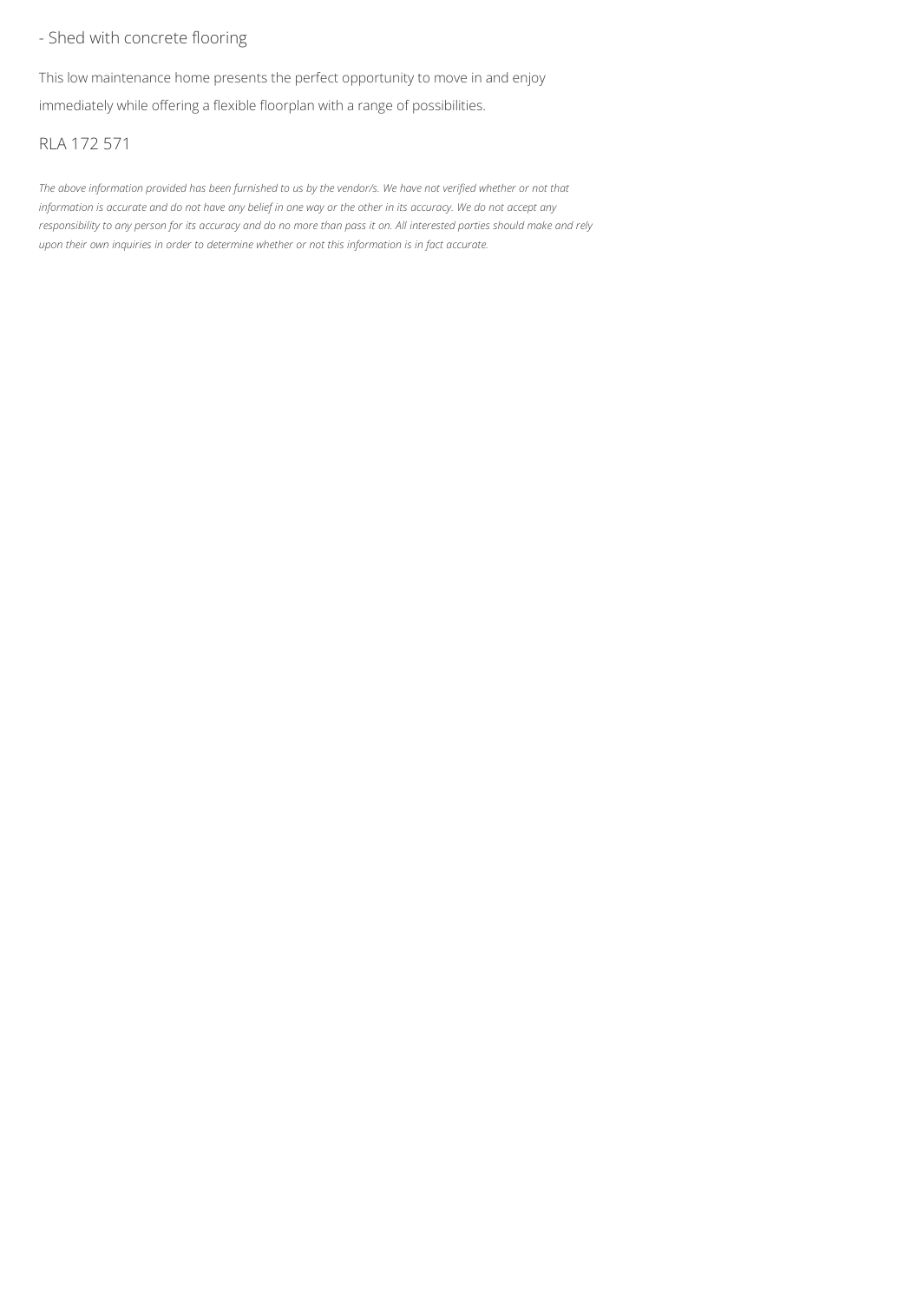- Shed with concrete flooring

This low maintenance home presents the perfect opportunity to move in and enjoy immediately while offering a flexible floorplan with a range of possibilities.

RLA 172 571

*The above information provided has been furnished to us by the vendor/s. We have not verified whether or not that information is accurate and do not have any belief in one way or the other in its accuracy. We do not accept any responsibility to any person for its accuracy and do no more than pass it on. All interested parties should make and rely upon their own inquiries in order to determine whether or not this information is in fact accurate.*